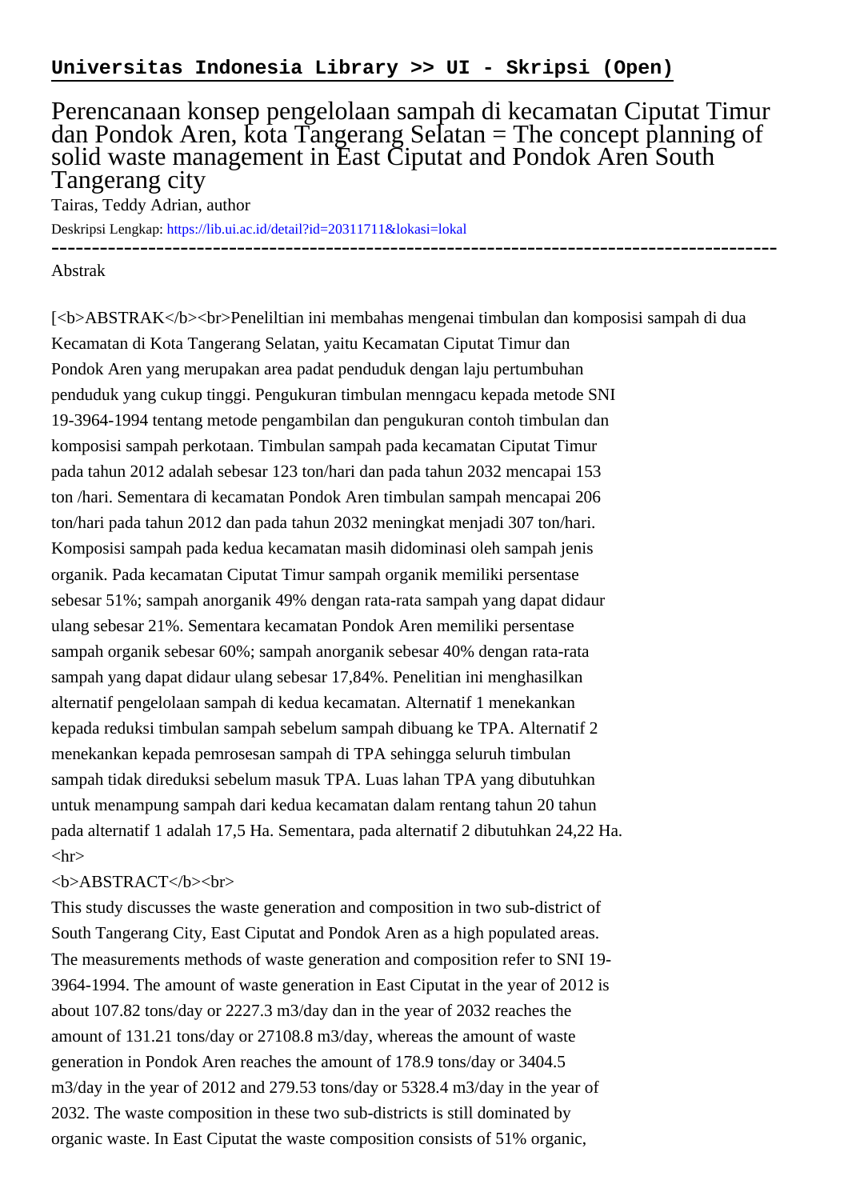**Universitas Indonesia Library >> UI - Skripsi (Open)**

# Perencanaan konsep pengelolaan sampah di kecamatan Ciputat Timur dan Pondok Aren, kota Tangerang Selatan = The concept planning of solid waste management in East Ciputat and Pondok Aren South Tangerang city

Tairas, Teddy Adrian, author

Deskripsi Lengkap: https://lib.ui.ac.id/detail?id=20311711&lokasi=lokal

------------------------------------------------------------------------------------------

Abstrak

[<b>ABSTRAK</b><br>Penelitian ini membahas mengenai timbulan dan komposisi sampah di dua Kecamatan di Kota Tangerang Selatan, yaitu Kecamatan Ciputat Timur dan Pondok Aren yang merupakan area padat penduduk dengan laju pertumbuhan penduduk yang cukup tinggi. Pengukuran timbulan menngacu kepada metode SNI 19-3964-1994 tentang metode pengambilan dan pengukuran contoh timbulan dan komposisi sampah perkotaan. Timbulan sampah pada kecamatan Ciputat Timur pada tahun 2012 adalah sebesar 123 ton/hari dan pada tahun 2032 mencapai 153 ton /hari. Sementara di kecamatan Pondok Aren timbulan sampah mencapai 206 ton/hari pada tahun 2012 dan pada tahun 2032 meningkat menjadi 307 ton/hari. Komposisi sampah pada kedua kecamatan masih didominasi oleh sampah jenis organik. Pada kecamatan Ciputat Timur sampah organik memiliki persentase sebesar 51%; sampah anorganik 49% dengan rata-rata sampah yang dapat didaur ulang sebesar 21%. Sementara kecamatan Pondok Aren memiliki persentase sampah organik sebesar 60%; sampah anorganik sebesar 40% dengan rata-rata sampah yang dapat didaur ulang sebesar 17,84%. Penelitian ini menghasilkan alternatif pengelolaan sampah di kedua kecamatan. Alternatif 1 menekankan kepada reduksi timbulan sampah sebelum sampah dibuang ke TPA. Alternatif 2 menekankan kepada pemrosesan sampah di TPA sehingga seluruh timbulan sampah tidak direduksi sebelum masuk TPA. Luas lahan TPA yang dibutuhkan untuk menampung sampah dari kedua kecamatan dalam rentang tahun 20 tahun pada alternatif 1 adalah 17,5 Ha. Sementara, pada alternatif 2 dibutuhkan 24,22 Ha.
<hr>
<b>ABSTRACT</b><br>
This study discusses the waste generation and composition in two sub-district of South Tangerang City, East Ciputat and Pondok Aren as a high populated areas. The measurements methods of waste generation and composition refer to SNI 19-3964-1994. The amount of waste generation in East Ciputat in the year of 2012 is about 107.82 tons/day or 2227.3 m3/day dan in the year of 2032 reaches the amount of 131.21 tons/day or 27108.8 m3/day, whereas the amount of waste generation in Pondok Aren reaches the amount of 178.9 tons/day or 3404.5 m3/day in the year of 2012 and 279.53 tons/day or 5328.4 m3/day in the year of 2032. The waste composition in these two sub-districts is still dominated by organic waste. In East Ciputat the waste composition consists of 51% organic,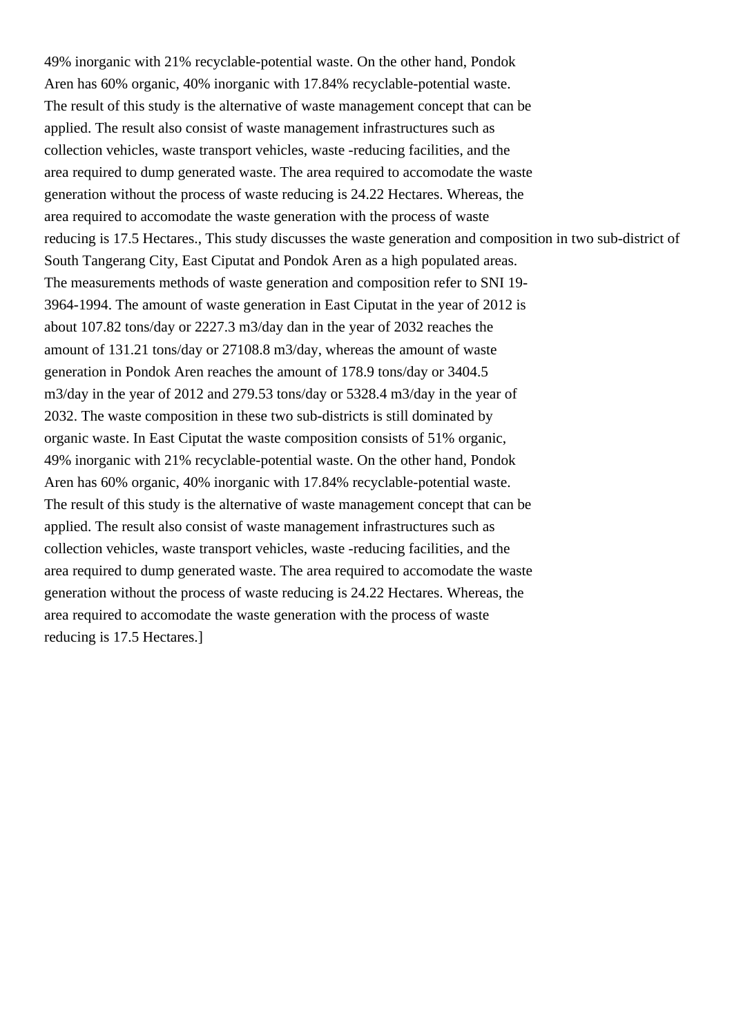49% inorganic with 21% recyclable-potential waste. On the other hand, Pondok Aren has 60% organic, 40% inorganic with 17.84% recyclable-potential waste. The result of this study is the alternative of waste management concept that can be applied. The result also consist of waste management infrastructures such as collection vehicles, waste transport vehicles, waste -reducing facilities, and the area required to dump generated waste. The area required to accomodate the waste generation without the process of waste reducing is 24.22 Hectares. Whereas, the area required to accomodate the waste generation with the process of waste reducing is 17.5 Hectares., This study discusses the waste generation and composition in two sub-district of South Tangerang City, East Ciputat and Pondok Aren as a high populated areas. The measurements methods of waste generation and composition refer to SNI 19-3964-1994. The amount of waste generation in East Ciputat in the year of 2012 is about 107.82 tons/day or 2227.3 m3/day dan in the year of 2032 reaches the amount of 131.21 tons/day or 27108.8 m3/day, whereas the amount of waste generation in Pondok Aren reaches the amount of 178.9 tons/day or 3404.5 m3/day in the year of 2012 and 279.53 tons/day or 5328.4 m3/day in the year of 2032. The waste composition in these two sub-districts is still dominated by organic waste. In East Ciputat the waste composition consists of 51% organic, 49% inorganic with 21% recyclable-potential waste. On the other hand, Pondok Aren has 60% organic, 40% inorganic with 17.84% recyclable-potential waste. The result of this study is the alternative of waste management concept that can be applied. The result also consist of waste management infrastructures such as collection vehicles, waste transport vehicles, waste -reducing facilities, and the area required to dump generated waste. The area required to accomodate the waste generation without the process of waste reducing is 24.22 Hectares. Whereas, the area required to accomodate the waste generation with the process of waste reducing is 17.5 Hectares.]